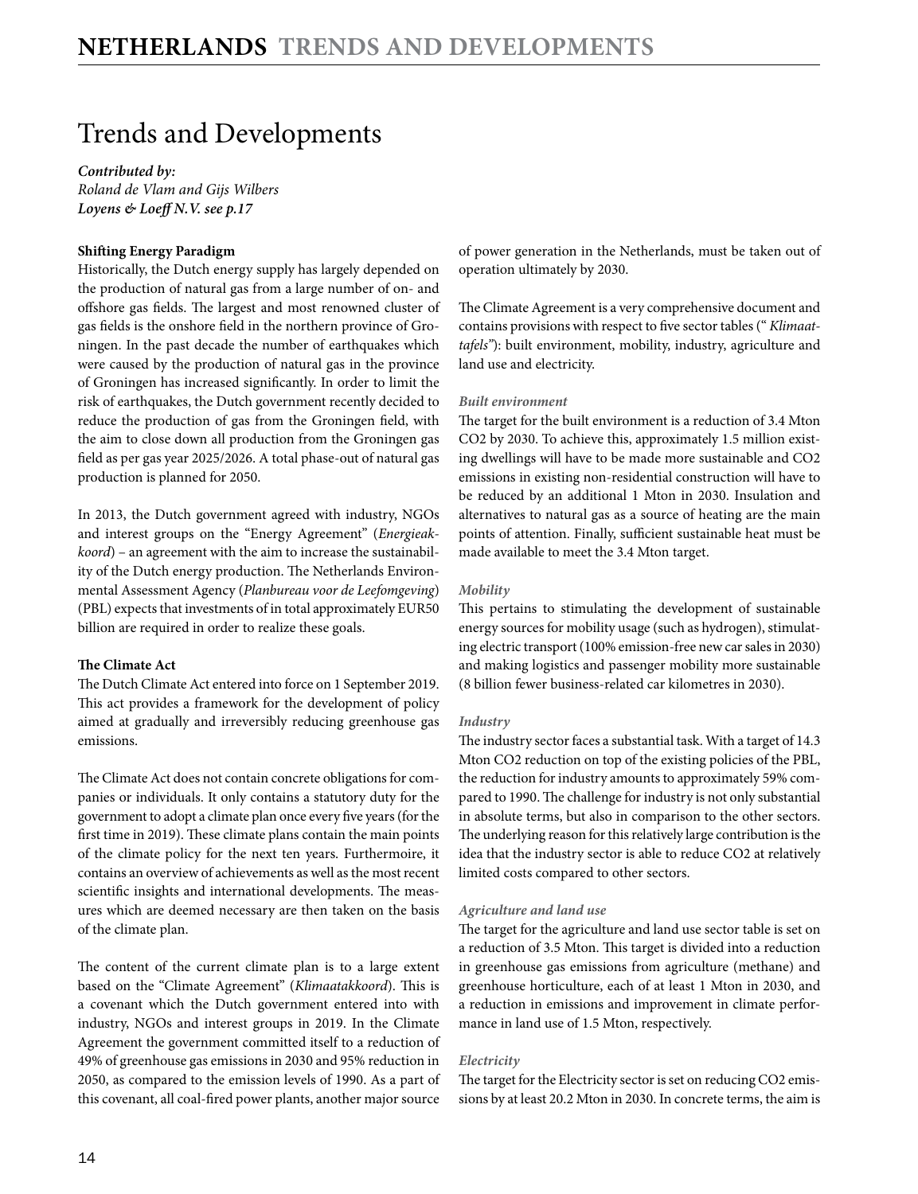# Trends and Developments

***Contributed by:***
*Roland de Vlam and Gijs Wilbers*
***Loyens & Loeff N.V. see p.17***

**Shifting Energy Paradigm**

Historically, the Dutch energy supply has largely depended on the production of natural gas from a large number of on- and offshore gas fields. The largest and most renowned cluster of gas fields is the onshore field in the northern province of Groningen. In the past decade the number of earthquakes which were caused by the production of natural gas in the province of Groningen has increased significantly. In order to limit the risk of earthquakes, the Dutch government recently decided to reduce the production of gas from the Groningen field, with the aim to close down all production from the Groningen gas field as per gas year 2025/2026. A total phase-out of natural gas production is planned for 2050.

In 2013, the Dutch government agreed with industry, NGOs and interest groups on the "Energy Agreement" (*Energieakkoord*) – an agreement with the aim to increase the sustainability of the Dutch energy production. The Netherlands Environmental Assessment Agency (*Planbureau voor de Leefomgeving*) (PBL) expects that investments of in total approximately EUR50 billion are required in order to realize these goals.

**The Climate Act**

The Dutch Climate Act entered into force on 1 September 2019. This act provides a framework for the development of policy aimed at gradually and irreversibly reducing greenhouse gas emissions.

The Climate Act does not contain concrete obligations for companies or individuals. It only contains a statutory duty for the government to adopt a climate plan once every five years (for the first time in 2019). These climate plans contain the main points of the climate policy for the next ten years. Furthermoire, it contains an overview of achievements as well as the most recent scientific insights and international developments. The measures which are deemed necessary are then taken on the basis of the climate plan.

The content of the current climate plan is to a large extent based on the "Climate Agreement" (*Klimaatakkoord*). This is a covenant which the Dutch government entered into with industry, NGOs and interest groups in 2019. In the Climate Agreement the government committed itself to a reduction of 49% of greenhouse gas emissions in 2030 and 95% reduction in 2050, as compared to the emission levels of 1990. As a part of this covenant, all coal-fired power plants, another major source of power generation in the Netherlands, must be taken out of operation ultimately by 2030.

The Climate Agreement is a very comprehensive document and contains provisions with respect to five sector tables (" *Klimaattafels*"): built environment, mobility, industry, agriculture and land use and electricity.

***Built environment***

The target for the built environment is a reduction of 3.4 Mton $CO_2$ by 2030. To achieve this, approximately 1.5 million existing dwellings will have to be made more sustainable and $CO_2$ emissions in existing non-residential construction will have to be reduced by an additional 1 Mton in 2030. Insulation and alternatives to natural gas as a source of heating are the main points of attention. Finally, sufficient sustainable heat must be made available to meet the 3.4 Mton target.

***Mobility***

This pertains to stimulating the development of sustainable energy sources for mobility usage (such as hydrogen), stimulating electric transport (100% emission-free new car sales in 2030) and making logistics and passenger mobility more sustainable (8 billion fewer business-related car kilometres in 2030).

***Industry***

The industry sector faces a substantial task. With a target of 14.3 Mton $CO_2$ reduction on top of the existing policies of the PBL, the reduction for industry amounts to approximately 59% compared to 1990. The challenge for industry is not only substantial in absolute terms, but also in comparison to the other sectors. The underlying reason for this relatively large contribution is the idea that the industry sector is able to reduce $CO_2$ at relatively limited costs compared to other sectors.

***Agriculture and land use***

The target for the agriculture and land use sector table is set on a reduction of 3.5 Mton. This target is divided into a reduction in greenhouse gas emissions from agriculture (methane) and greenhouse horticulture, each of at least 1 Mton in 2030, and a reduction in emissions and improvement in climate performance in land use of 1.5 Mton, respectively.

***Electricity***

The target for the Electricity sector is set on reducing $CO_2$ emissions by at least 20.2 Mton in 2030. In concrete terms, the aim is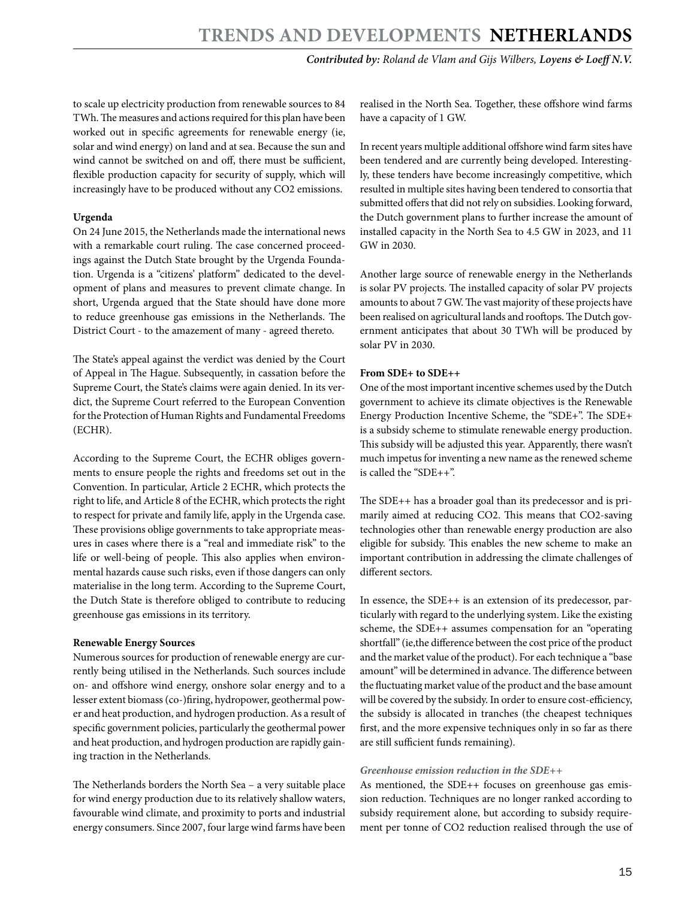to scale up electricity production from renewable sources to 84 TWh. The measures and actions required for this plan have been worked out in specific agreements for renewable energy (ie, solar and wind energy) on land and at sea. Because the sun and wind cannot be switched on and off, there must be sufficient, flexible production capacity for security of supply, which will increasingly have to be produced without any $CO_2$ emissions.

**Urgenda**

On 24 June 2015, the Netherlands made the international news with a remarkable court ruling. The case concerned proceedings against the Dutch State brought by the Urgenda Foundation. Urgenda is a "citizens' platform" dedicated to the development of plans and measures to prevent climate change. In short, Urgenda argued that the State should have done more to reduce greenhouse gas emissions in the Netherlands. The District Court - to the amazement of many - agreed thereto.

The State's appeal against the verdict was denied by the Court of Appeal in The Hague. Subsequently, in cassation before the Supreme Court, the State's claims were again denied. In its verdict, the Supreme Court referred to the European Convention for the Protection of Human Rights and Fundamental Freedoms (ECHR).

According to the Supreme Court, the ECHR obliges governments to ensure people the rights and freedoms set out in the Convention. In particular, Article 2 ECHR, which protects the right to life, and Article 8 of the ECHR, which protects the right to respect for private and family life, apply in the Urgenda case. These provisions oblige governments to take appropriate measures in cases where there is a "real and immediate risk" to the life or well-being of people. This also applies when environmental hazards cause such risks, even if those dangers can only materialise in the long term. According to the Supreme Court, the Dutch State is therefore obliged to contribute to reducing greenhouse gas emissions in its territory.

**Renewable Energy Sources**

Numerous sources for production of renewable energy are currently being utilised in the Netherlands. Such sources include on- and offshore wind energy, onshore solar energy and to a lesser extent biomass (co-)firing, hydropower, geothermal power and heat production, and hydrogen production. As a result of specific government policies, particularly the geothermal power and heat production, and hydrogen production are rapidly gaining traction in the Netherlands.

The Netherlands borders the North Sea – a very suitable place for wind energy production due to its relatively shallow waters, favourable wind climate, and proximity to ports and industrial energy consumers. Since 2007, four large wind farms have been realised in the North Sea. Together, these offshore wind farms have a capacity of 1 GW.

In recent years multiple additional offshore wind farm sites have been tendered and are currently being developed. Interestingly, these tenders have become increasingly competitive, which resulted in multiple sites having been tendered to consortia that submitted offers that did not rely on subsidies. Looking forward, the Dutch government plans to further increase the amount of installed capacity in the North Sea to 4.5 GW in 2023, and 11 GW in 2030.

Another large source of renewable energy in the Netherlands is solar PV projects. The installed capacity of solar PV projects amounts to about 7 GW. The vast majority of these projects have been realised on agricultural lands and rooftops. The Dutch government anticipates that about 30 TWh will be produced by solar PV in 2030.

**From SDE+ to SDE++**

One of the most important incentive schemes used by the Dutch government to achieve its climate objectives is the Renewable Energy Production Incentive Scheme, the "SDE+". The SDE+ is a subsidy scheme to stimulate renewable energy production. This subsidy will be adjusted this year. Apparently, there wasn't much impetus for inventing a new name as the renewed scheme is called the "SDE++".

The SDE++ has a broader goal than its predecessor and is primarily aimed at reducing $CO_2$. This means that $CO_2$-saving technologies other than renewable energy production are also eligible for subsidy. This enables the new scheme to make an important contribution in addressing the climate challenges of different sectors.

In essence, the SDE++ is an extension of its predecessor, particularly with regard to the underlying system. Like the existing scheme, the SDE++ assumes compensation for an "operating shortfall" (ie,the difference between the cost price of the product and the market value of the product). For each technique a "base amount" will be determined in advance. The difference between the fluctuating market value of the product and the base amount will be covered by the subsidy. In order to ensure cost-efficiency, the subsidy is allocated in tranches (the cheapest techniques first, and the more expensive techniques only in so far as there are still sufficient funds remaining).

***Greenhouse emission reduction in the SDE++***

As mentioned, the SDE++ focuses on greenhouse gas emission reduction. Techniques are no longer ranked according to subsidy requirement alone, but according to subsidy requirement per tonne of $CO_2$ reduction realised through the use of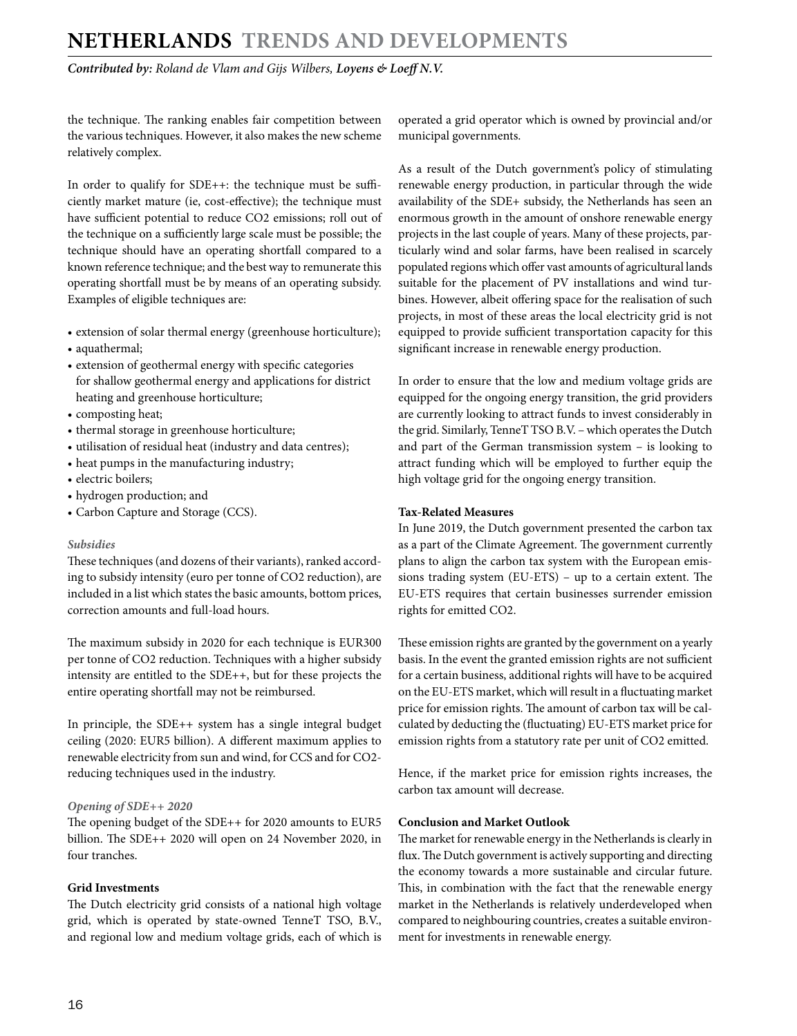the technique. The ranking enables fair competition between the various techniques. However, it also makes the new scheme relatively complex.

In order to qualify for SDE++: the technique must be sufficiently market mature (ie, cost-effective); the technique must have sufficient potential to reduce $CO_2$ emissions; roll out of the technique on a sufficiently large scale must be possible; the technique should have an operating shortfall compared to a known reference technique; and the best way to remunerate this operating shortfall must be by means of an operating subsidy. Examples of eligible techniques are:

- extension of solar thermal energy (greenhouse horticulture);
- aquathermal;
- extension of geothermal energy with specific categories for shallow geothermal energy and applications for district heating and greenhouse horticulture;
- composting heat;
- thermal storage in greenhouse horticulture;
- utilisation of residual heat (industry and data centres);
- heat pumps in the manufacturing industry;
- electric boilers;
- hydrogen production; and
- Carbon Capture and Storage (CCS).

#### *Subsidies*

These techniques (and dozens of their variants), ranked according to subsidy intensity (euro per tonne of $CO_2$ reduction), are included in a list which states the basic amounts, bottom prices, correction amounts and full-load hours.

The maximum subsidy in 2020 for each technique is EUR300 per tonne of $CO_2$ reduction. Techniques with a higher subsidy intensity are entitled to the SDE++, but for these projects the entire operating shortfall may not be reimbursed.

In principle, the SDE++ system has a single integral budget ceiling (2020: EUR5 billion). A different maximum applies to renewable electricity from sun and wind, for CCS and for $CO_2$-reducing techniques used in the industry.

#### *Opening of SDE++ 2020*

The opening budget of the SDE++ for 2020 amounts to EUR5 billion. The SDE++ 2020 will open on 24 November 2020, in four tranches.

### Grid Investments

The Dutch electricity grid consists of a national high voltage grid, which is operated by state-owned TenneT TSO, B.V., and regional low and medium voltage grids, each of which is operated a grid operator which is owned by provincial and/or municipal governments.

As a result of the Dutch government's policy of stimulating renewable energy production, in particular through the wide availability of the SDE+ subsidy, the Netherlands has seen an enormous growth in the amount of onshore renewable energy projects in the last couple of years. Many of these projects, particularly wind and solar farms, have been realised in scarcely populated regions which offer vast amounts of agricultural lands suitable for the placement of PV installations and wind turbines. However, albeit offering space for the realisation of such projects, in most of these areas the local electricity grid is not equipped to provide sufficient transportation capacity for this significant increase in renewable energy production.

In order to ensure that the low and medium voltage grids are equipped for the ongoing energy transition, the grid providers are currently looking to attract funds to invest considerably in the grid. Similarly, TenneT TSO B.V. – which operates the Dutch and part of the German transmission system – is looking to attract funding which will be employed to further equip the high voltage grid for the ongoing energy transition.

### Tax-Related Measures

In June 2019, the Dutch government presented the carbon tax as a part of the Climate Agreement. The government currently plans to align the carbon tax system with the European emissions trading system (EU-ETS) – up to a certain extent. The EU-ETS requires that certain businesses surrender emission rights for emitted $CO_2$.

These emission rights are granted by the government on a yearly basis. In the event the granted emission rights are not sufficient for a certain business, additional rights will have to be acquired on the EU-ETS market, which will result in a fluctuating market price for emission rights. The amount of carbon tax will be calculated by deducting the (fluctuating) EU-ETS market price for emission rights from a statutory rate per unit of $CO_2$ emitted.

Hence, if the market price for emission rights increases, the carbon tax amount will decrease.

### Conclusion and Market Outlook

The market for renewable energy in the Netherlands is clearly in flux. The Dutch government is actively supporting and directing the economy towards a more sustainable and circular future. This, in combination with the fact that the renewable energy market in the Netherlands is relatively underdeveloped when compared to neighbouring countries, creates a suitable environment for investments in renewable energy.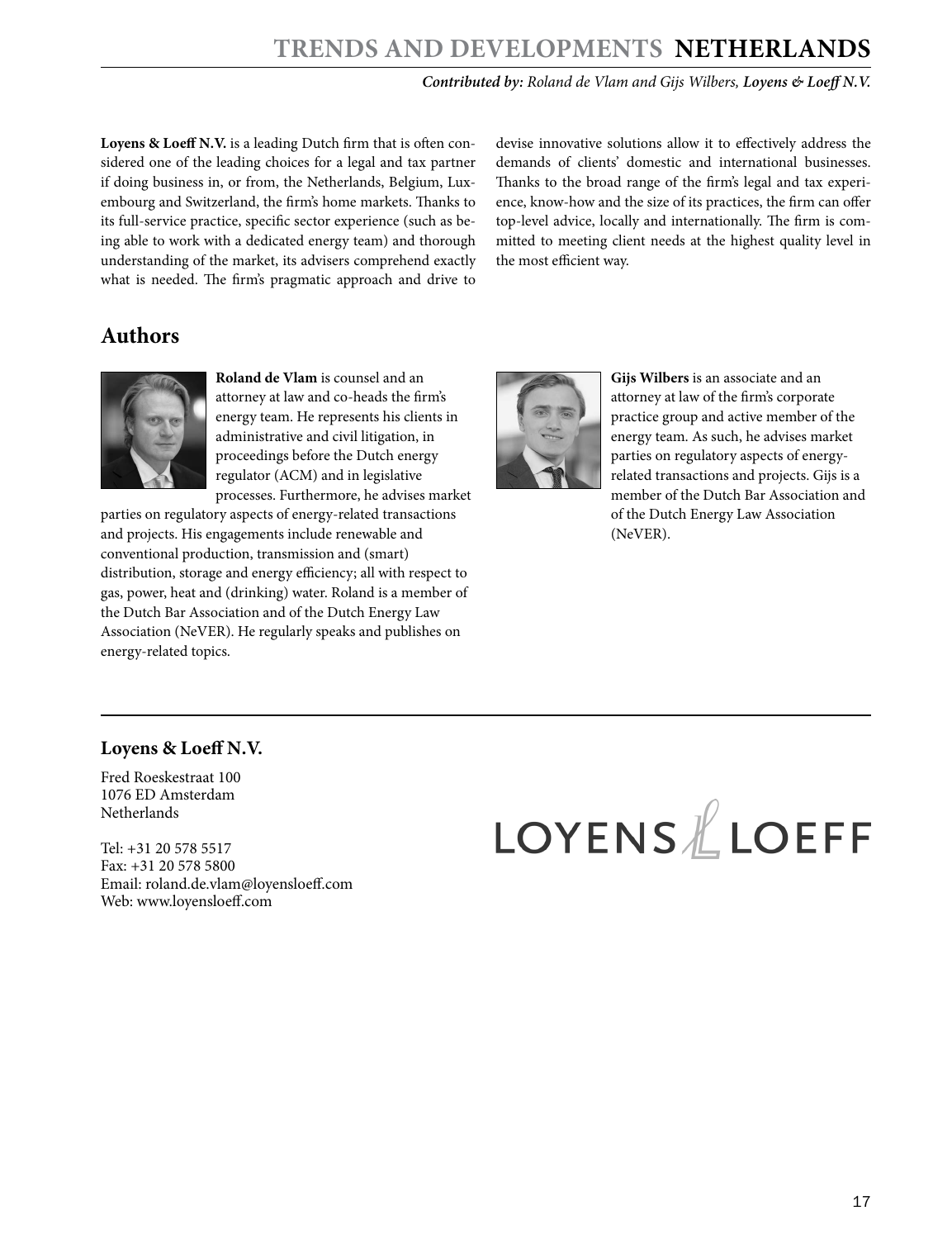**Loyens & Loeff N.V.** is a leading Dutch firm that is often considered one of the leading choices for a legal and tax partner if doing business in, or from, the Netherlands, Belgium, Luxembourg and Switzerland, the firm's home markets. Thanks to its full-service practice, specific sector experience (such as being able to work with a dedicated energy team) and thorough understanding of the market, its advisers comprehend exactly what is needed. The firm's pragmatic approach and drive to devise innovative solutions allow it to effectively address the demands of clients' domestic and international businesses. Thanks to the broad range of the firm's legal and tax experience, know-how and the size of its practices, the firm can offer top-level advice, locally and internationally. The firm is committed to meeting client needs at the highest quality level in the most efficient way.

## Authors

**Roland de Vlam** is counsel and an attorney at law and co-heads the firm's energy team. He represents his clients in administrative and civil litigation, in proceedings before the Dutch energy regulator (ACM) and in legislative processes. Furthermore, he advises market parties on regulatory aspects of energy-related transactions and projects. His engagements include renewable and conventional production, transmission and (smart) distribution, storage and energy efficiency; all with respect to gas, power, heat and (drinking) water. Roland is a member of the Dutch Bar Association and of the Dutch Energy Law Association (NeVER). He regularly speaks and publishes on energy-related topics.

**Gijs Wilbers** is an associate and an attorney at law of the firm's corporate practice group and active member of the energy team. As such, he advises market parties on regulatory aspects of energy-related transactions and projects. Gijs is a member of the Dutch Bar Association and of the Dutch Energy Law Association (NeVER).

### Loyens & Loeff N.V.

Fred Roeskestraat 100
1076 ED Amsterdam
Netherlands

Tel: +31 20 578 5517
Fax: +31 20 578 5800
Email: roland.de.vlam@loyensloeff.com
Web: www.loyensloeff.com

LOYENS LOEFF